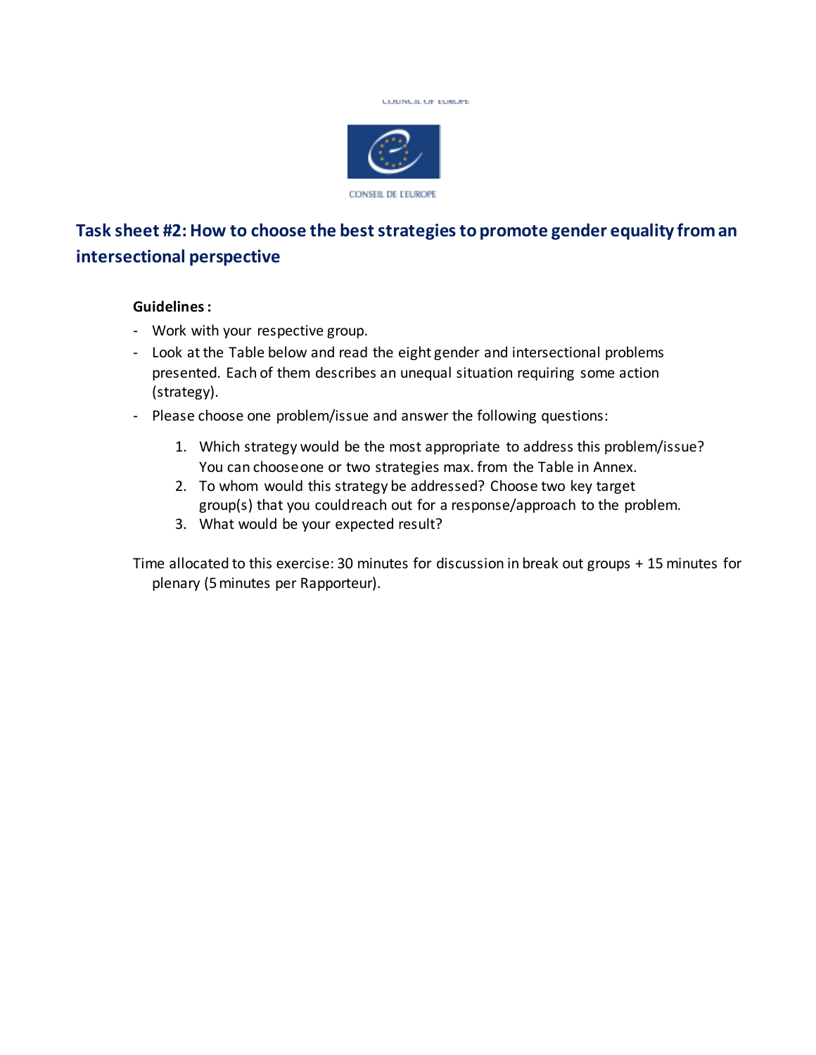# Task sheet #2: How to choose the best strategies to promote gender equality from an intersectional perspective

**Guidelines :**

- Work with your respective group.
- Look at the Table below and read the eight gender and intersectional problems presented. Each of them describes an unequal situation requiring some action (strategy).
- Please choose one problem/issue and answer the following questions:

  1. Which strategy would be the most appropriate to address this problem/issue? You can choose one or two strategies max. from the Table in Annex.
  2. To whom would this strategy be addressed? Choose two key target group(s) that you could reach out for a response/approach to the problem.
  3. What would be your expected result?

Time allocated to this exercise: 30 minutes for discussion in break out groups + 15 minutes for plenary (5 minutes per Rapporteur).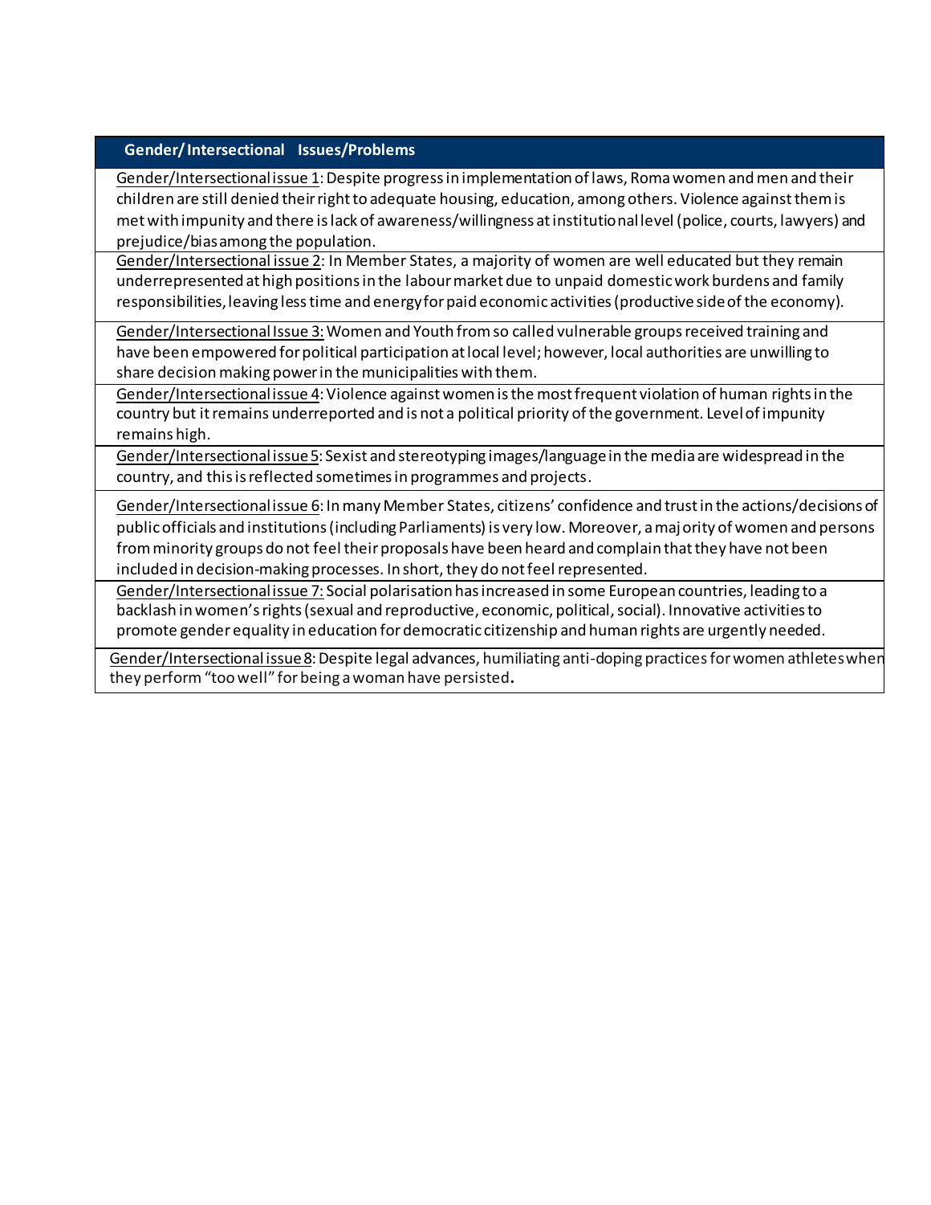| Gender/ Intersectional Issues/Problems |
|---|
| <u>Gender/Intersectional issue 1</u>: Despite progress in implementation of laws, Roma women and men and their children are still denied their right to adequate housing, education, among others. Violence against them is met with impunity and there is lack of awareness/willingness at institutional level (police, courts, lawyers) and prejudice/bias among the population. |
| <u>Gender/Intersectional issue 2</u>: In Member States, a majority of women are well educated but they remain underrepresented at high positions in the labour market due to unpaid domestic work burdens and family responsibilities, leaving less time and energy for paid economic activities (productive side of the economy). |
| <u>Gender/Intersectional Issue 3:</u> Women and Youth from so called vulnerable groups received training and have been empowered for political participation at local level; however, local authorities are unwilling to share decision making power in the municipalities with them. |
| <u>Gender/Intersectional issue 4</u>: Violence against women is the most frequent violation of human rights in the country but it remains underreported and is not a political priority of the government. Level of impunity remains high. |
| <u>Gender/Intersectional issue 5</u>: Sexist and stereotyping images/language in the media are widespread in the country, and this is reflected sometimes in programmes and projects. |
| <u>Gender/Intersectional issue 6</u>: In many Member States, citizens' confidence and trust in the actions/decisions of public officials and institutions (including Parliaments) is very low. Moreover, a majority of women and persons from minority groups do not feel their proposals have been heard and complain that they have not been included in decision-making processes. In short, they do not feel represented. |
| <u>Gender/Intersectional issue 7:</u> Social polarisation has increased in some European countries, leading to a backlash in women's rights (sexual and reproductive, economic, political, social). Innovative activities to promote gender equality in education for democratic citizenship and human rights are urgently needed. |
| <u>Gender/Intersectional issue 8</u>: Despite legal advances, humiliating anti-doping practices for women athletes when they perform "too well" for being a woman have persisted**.** |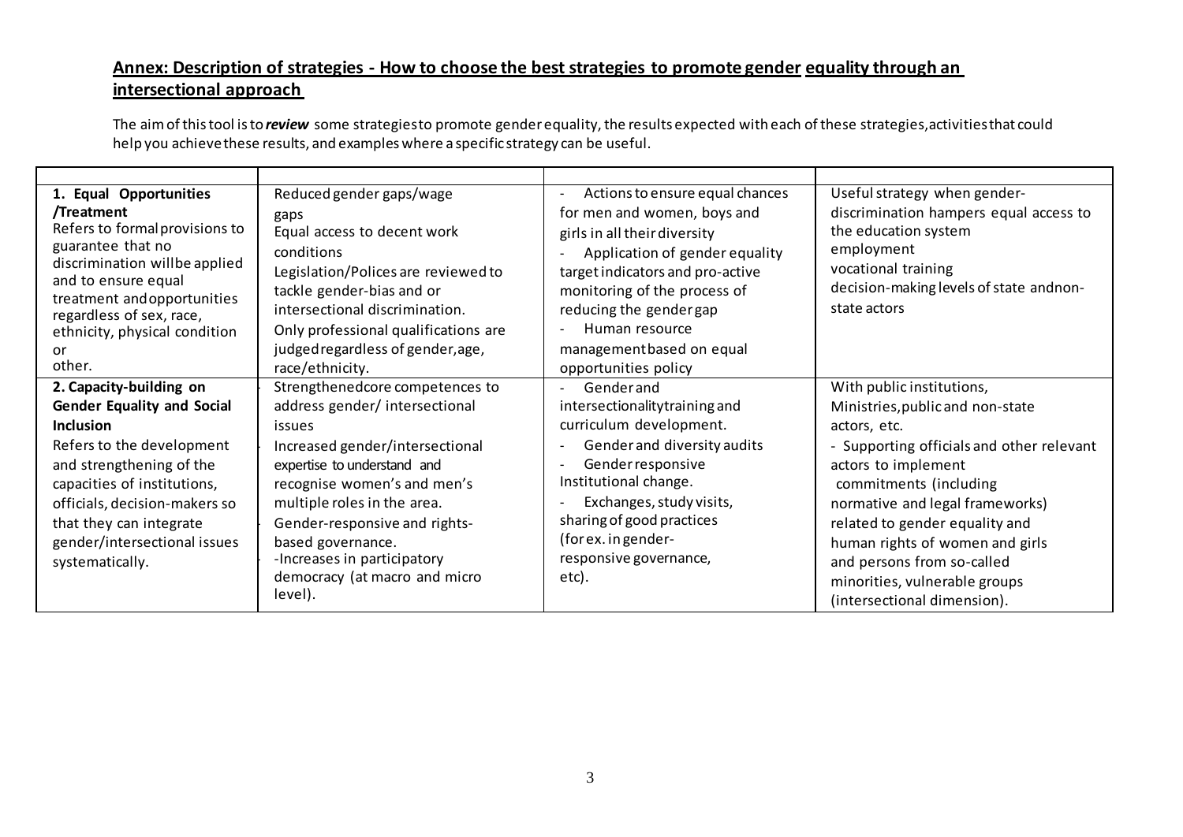## Annex: Description of strategies - How to choose the best strategies to promote gender equality through an intersectional approach

The aim of this tool is to ***review*** some strategies to promote gender equality, the results expected with each of these strategies, activities that could help you achieve these results, and examples where a specific strategy can be useful.

| | | | |
|---|---|---|---|
| **1. Equal Opportunities /Treatment**<br>Refers to formal provisions to guarantee that no discrimination will be applied and to ensure equal treatment and opportunities regardless of sex, race, ethnicity, physical condition or other. | Reduced gender gaps/wage gaps<br>Equal access to decent work conditions<br>Legislation/Polices are reviewed to tackle gender-bias and or intersectional discrimination.<br>Only professional qualifications are judged regardless of gender, age, race/ethnicity. | - Actions to ensure equal chances for men and women, boys and girls in all their diversity<br>- Application of gender equality target indicators and pro-active monitoring of the process of reducing the gender gap<br>- Human resource management based on equal opportunities policy | Useful strategy when gender-discrimination hampers equal access to the education system<br>employment<br>vocational training<br>decision-making levels of state and non-state actors |
| **2. Capacity-building on Gender Equality and Social Inclusion**<br>Refers to the development and strengthening of the capacities of institutions, officials, decision-makers so that they can integrate gender/intersectional issues systematically. | Strengthened core competences to address gender/ intersectional issues<br>Increased gender/intersectional expertise to understand and recognise women's and men's multiple roles in the area.<br>Gender-responsive and rights-based governance.<br>-Increases in participatory democracy (at macro and micro level). | - Gender and intersectionality training and curriculum development.<br>- Gender and diversity audits<br>- Gender responsive Institutional change.<br>- Exchanges, study visits, sharing of good practices (for ex. in gender-responsive governance, etc). | With public institutions, Ministries, public and non-state actors, etc.<br>- Supporting officials and other relevant actors to implement commitments (including normative and legal frameworks) related to gender equality and human rights of women and girls and persons from so-called minorities, vulnerable groups (intersectional dimension). |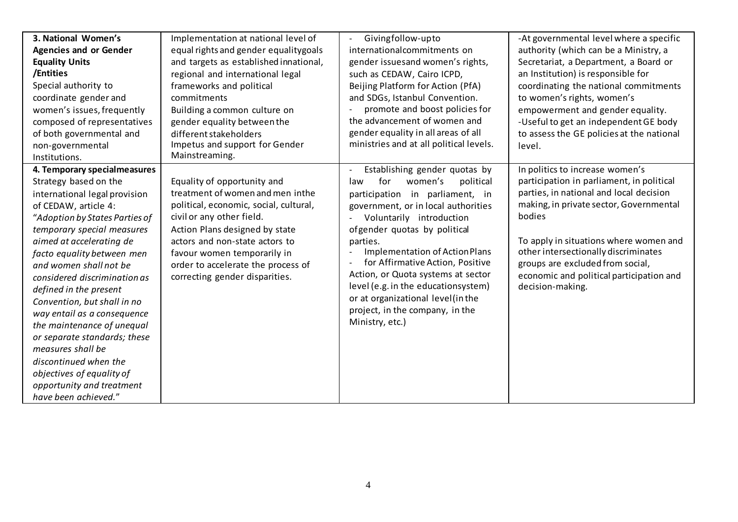| | | | |
|---|---|---|---|
| **3. National Women's Agencies and or Gender Equality Units /Entities**<br>Special authority to coordinate gender and women's issues, frequently composed of representatives of both governmental and non-governmental Institutions. | Implementation at national level of equal rights and gender equalitygoals and targets as established innational, regional and international legal frameworks and political commitments<br>Building a common culture on gender equality between the different stakeholders<br>Impetus and support for Gender Mainstreaming. | - Givingfollow-upto internationalcommitments on gender issuesand women's rights, such as CEDAW, Cairo ICPD, Beijing Platform for Action (PfA) and SDGs, Istanbul Convention.<br>- promote and boost policies for the advancement of women and gender equality in all areas of all ministries and at all political levels. | -At governmental level where a specific authority (which can be a Ministry, a Secretariat, a Department, a Board or an Institution) is responsible for coordinating the national commitments to women's rights, women's empowerment and gender equality.<br>-Useful to get an independent GE body to assess the GE policies at the national level. |
| **4. Temporary specialmeasures**<br>Strategy based on the international legal provision of CEDAW, article 4:<br>"*Adoption by States Parties of temporary special measures aimed at accelerating de facto equality between men and women shall not be considered discrimination as defined in the present Convention, but shall in no way entail as a consequence the maintenance of unequal or separate standards; these measures shall be discontinued when the objectives of equality of opportunity and treatment have been achieved.*" | Equality of opportunity and treatment of women and men inthe political, economic, social, cultural, civil or any other field.<br>Action Plans designed by state actors and non-state actors to favour women temporarily in order to accelerate the process of correcting gender disparities. | - Establishing gender quotas by law for women's political participation in parliament, in government, or in local authorities<br>- Voluntarily introduction ofgender quotas by political parties.<br>- Implementation of ActionPlans<br>- for Affirmative Action, Positive Action, or Quota systems at sector level (e.g. in the educationsystem) or at organizational level(in the project, in the company, in the Ministry, etc.) | In politics to increase women's participation in parliament, in political parties, in national and local decision making, in private sector, Governmental bodies<br><br>To apply in situations where women and other intersectionally discriminates groups are excluded from social, economic and political participation and decision-making. |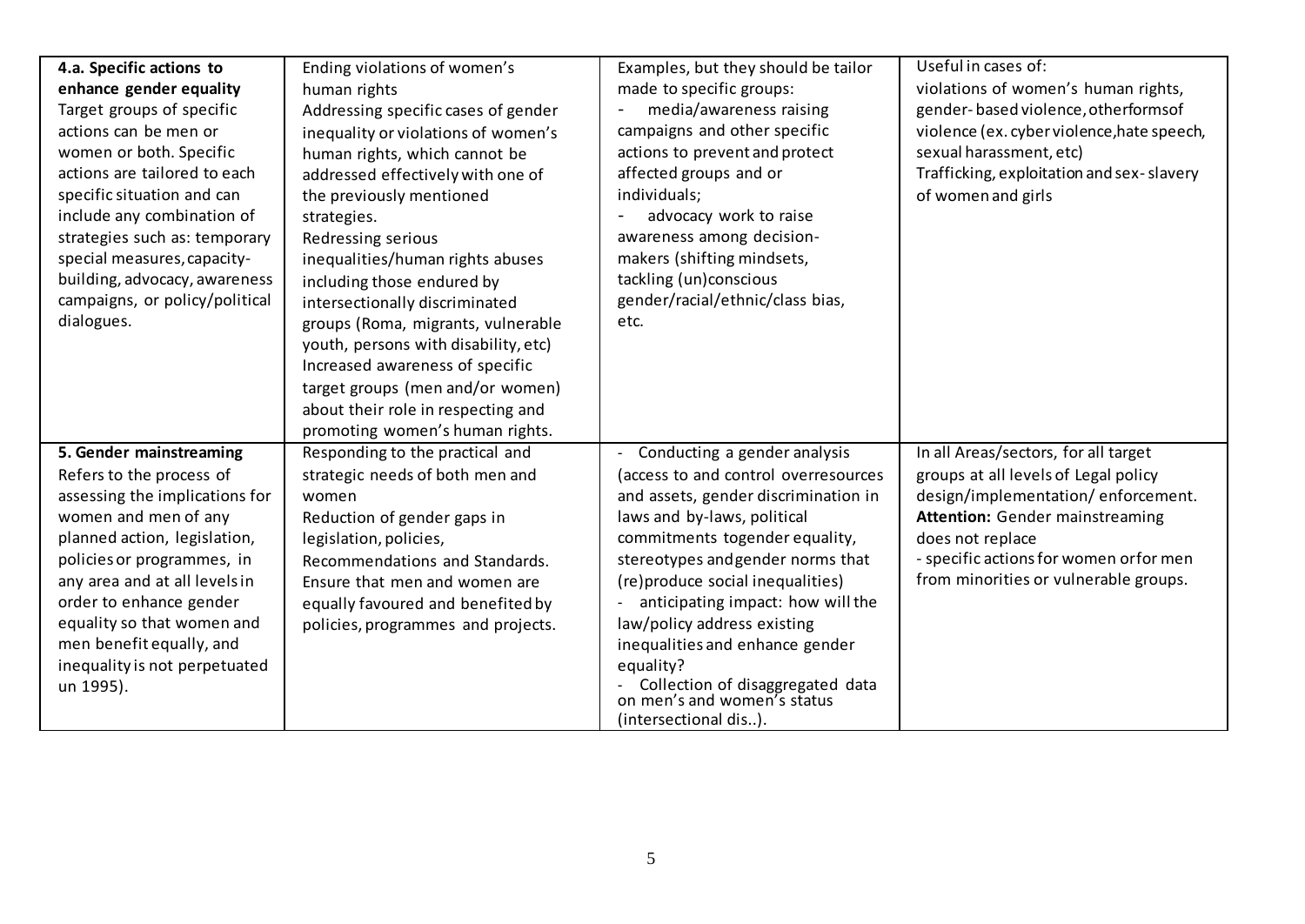| | | | |
|---|---|---|---|
| **4.a. Specific actions to enhance gender equality**<br>Target groups of specific actions can be men or women or both. Specific actions are tailored to each specific situation and can include any combination of strategies such as: temporary special measures, capacity-building, advocacy, awareness campaigns, or policy/political dialogues. | Ending violations of women's human rights<br>Addressing specific cases of gender inequality or violations of women's human rights, which cannot be addressed effectively with one of the previously mentioned strategies.<br>Redressing serious inequalities/human rights abuses including those endured by intersectionally discriminated groups (Roma, migrants, vulnerable youth, persons with disability, etc)<br>Increased awareness of specific target groups (men and/or women) about their role in respecting and promoting women's human rights. | Examples, but they should be tailor made to specific groups:<br>- media/awareness raising campaigns and other specific actions to prevent and protect affected groups and or individuals;<br>- advocacy work to raise awareness among decision-makers (shifting mindsets, tackling (un)conscious gender/racial/ethnic/class bias, etc. | Useful in cases of:<br>violations of women's human rights, gender-based violence, otherformsof violence (ex. cyber violence,hate speech, sexual harassment, etc)<br>Trafficking, exploitation and sex-slavery of women and girls |
| **5. Gender mainstreaming**<br>Refers to the process of assessing the implications for women and men of any planned action, legislation, policies or programmes, in any area and at all levels in order to enhance gender equality so that women and men benefit equally, and inequality is not perpetuated un 1995). | Responding to the practical and strategic needs of both men and women<br>Reduction of gender gaps in legislation, policies, Recommendations and Standards.<br>Ensure that men and women are equally favoured and benefited by policies, programmes and projects. | - Conducting a gender analysis (access to and control overresources and assets, gender discrimination in laws and by-laws, political commitments togender equality, stereotypes andgender norms that (re)produce social inequalities)<br>- anticipating impact: how will the law/policy address existing inequalities and enhance gender equality?<br>- Collection of disaggregated data on men's and women's status (intersectional dis..). | In all Areas/sectors, for all target groups at all levels of Legal policy design/implementation/ enforcement.<br>**Attention:** Gender mainstreaming does not replace<br>- specific actions for women orfor men from minorities or vulnerable groups. |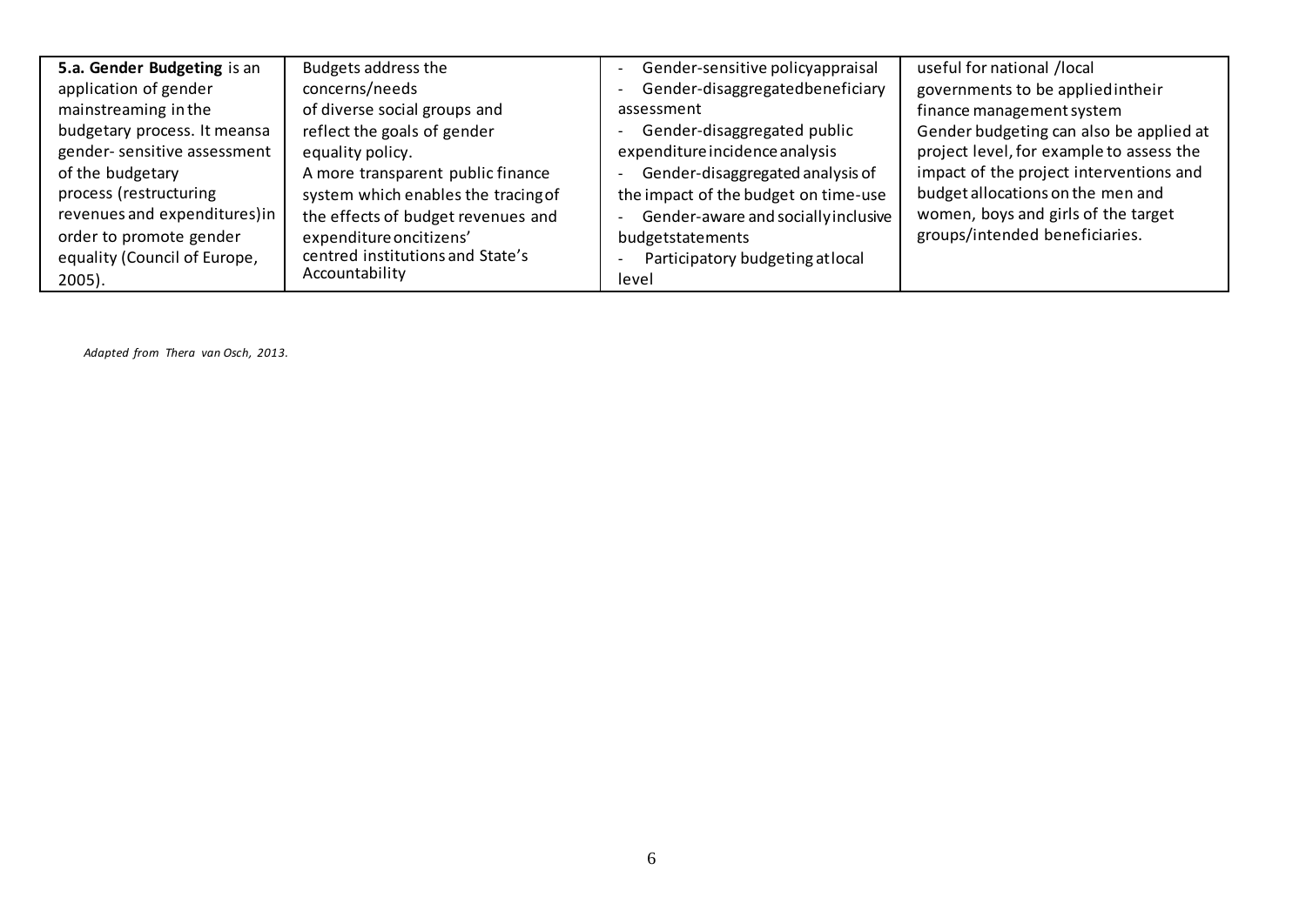| | | | |
|---|---|---|---|
| **5.a. Gender Budgeting** is an application of gender mainstreaming in the budgetary process. It meansa gender- sensitive assessment of the budgetary process (restructuring revenues and expenditures)in order to promote gender equality (Council of Europe, 2005). | Budgets address the concerns/needs of diverse social groups and reflect the goals of gender equality policy.<br>A more transparent public finance system which enables the tracingof the effects of budget revenues and expenditure oncitizens' centred institutions and State's Accountability | - Gender-sensitive policyappraisal<br>- Gender-disaggregatedbeneficiary assessment<br>- Gender-disaggregated public expenditure incidence analysis<br>- Gender-disaggregated analysis of the impact of the budget on time-use<br>- Gender-aware and socially inclusive budgetstatements<br>- Participatory budgeting atlocal level | useful for national /local governments to be appliedintheir finance management system<br>Gender budgeting can also be applied at project level, for example to assess the impact of the project interventions and budget allocations on the men and women, boys and girls of the target groups/intended beneficiaries. |

*Adapted from Thera van Osch, 2013.*